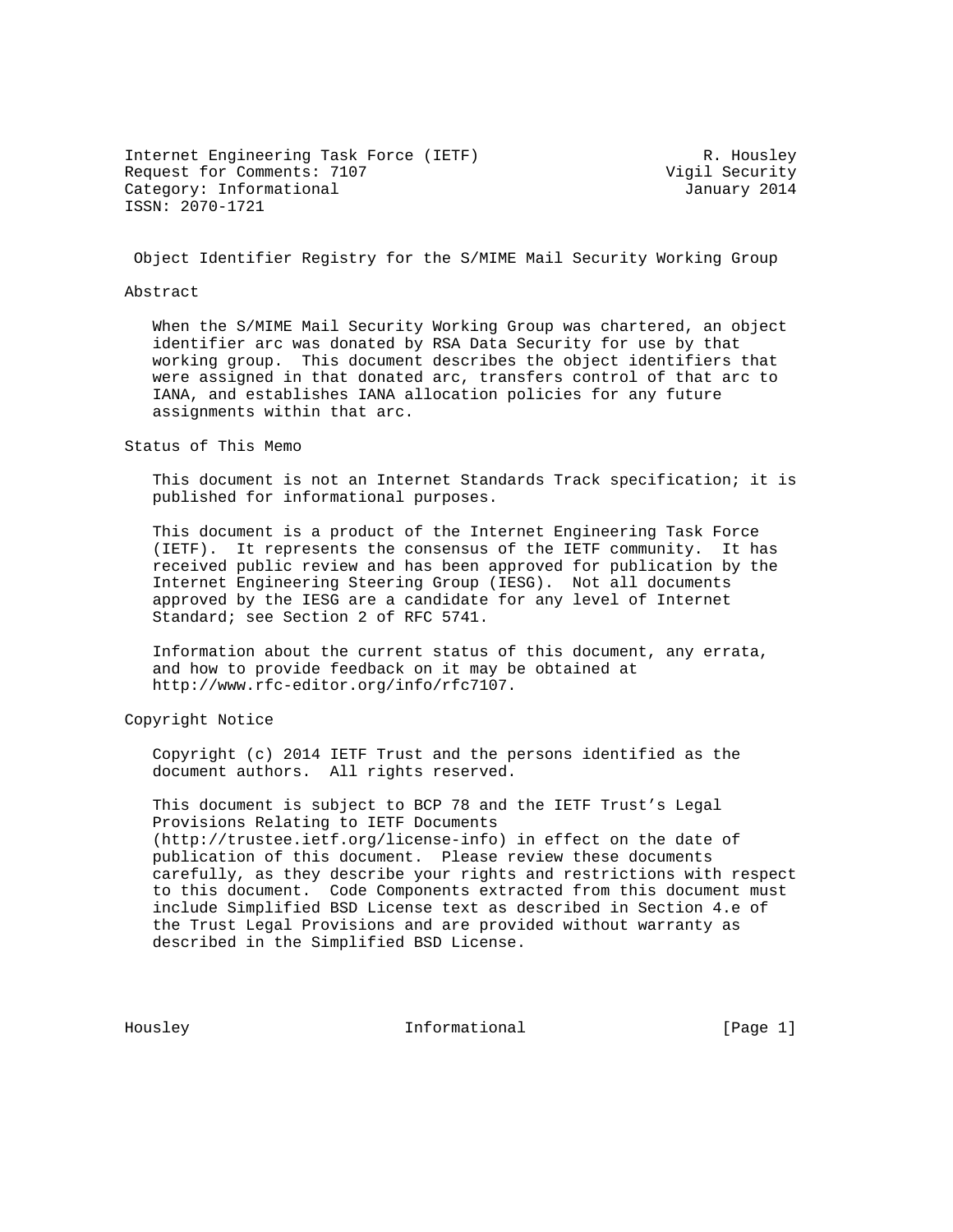Internet Engineering Task Force (IETF) R. Housley
Request for Comments: 7107 Vigil Security
Category: Informational January 2014
ISSN: 2070-1721

# Object Identifier Registry for the S/MIME Mail Security Working Group

## Abstract

When the S/MIME Mail Security Working Group was chartered, an object identifier arc was donated by RSA Data Security for use by that working group. This document describes the object identifiers that were assigned in that donated arc, transfers control of that arc to IANA, and establishes IANA allocation policies for any future assignments within that arc.

## Status of This Memo

This document is not an Internet Standards Track specification; it is published for informational purposes.

This document is a product of the Internet Engineering Task Force (IETF). It represents the consensus of the IETF community. It has received public review and has been approved for publication by the Internet Engineering Steering Group (IESG). Not all documents approved by the IESG are a candidate for any level of Internet Standard; see Section 2 of RFC 5741.

Information about the current status of this document, any errata, and how to provide feedback on it may be obtained at http://www.rfc-editor.org/info/rfc7107.

## Copyright Notice

Copyright (c) 2014 IETF Trust and the persons identified as the document authors. All rights reserved.

This document is subject to BCP 78 and the IETF Trust's Legal Provisions Relating to IETF Documents (http://trustee.ietf.org/license-info) in effect on the date of publication of this document. Please review these documents carefully, as they describe your rights and restrictions with respect to this document. Code Components extracted from this document must include Simplified BSD License text as described in Section 4.e of the Trust Legal Provisions and are provided without warranty as described in the Simplified BSD License.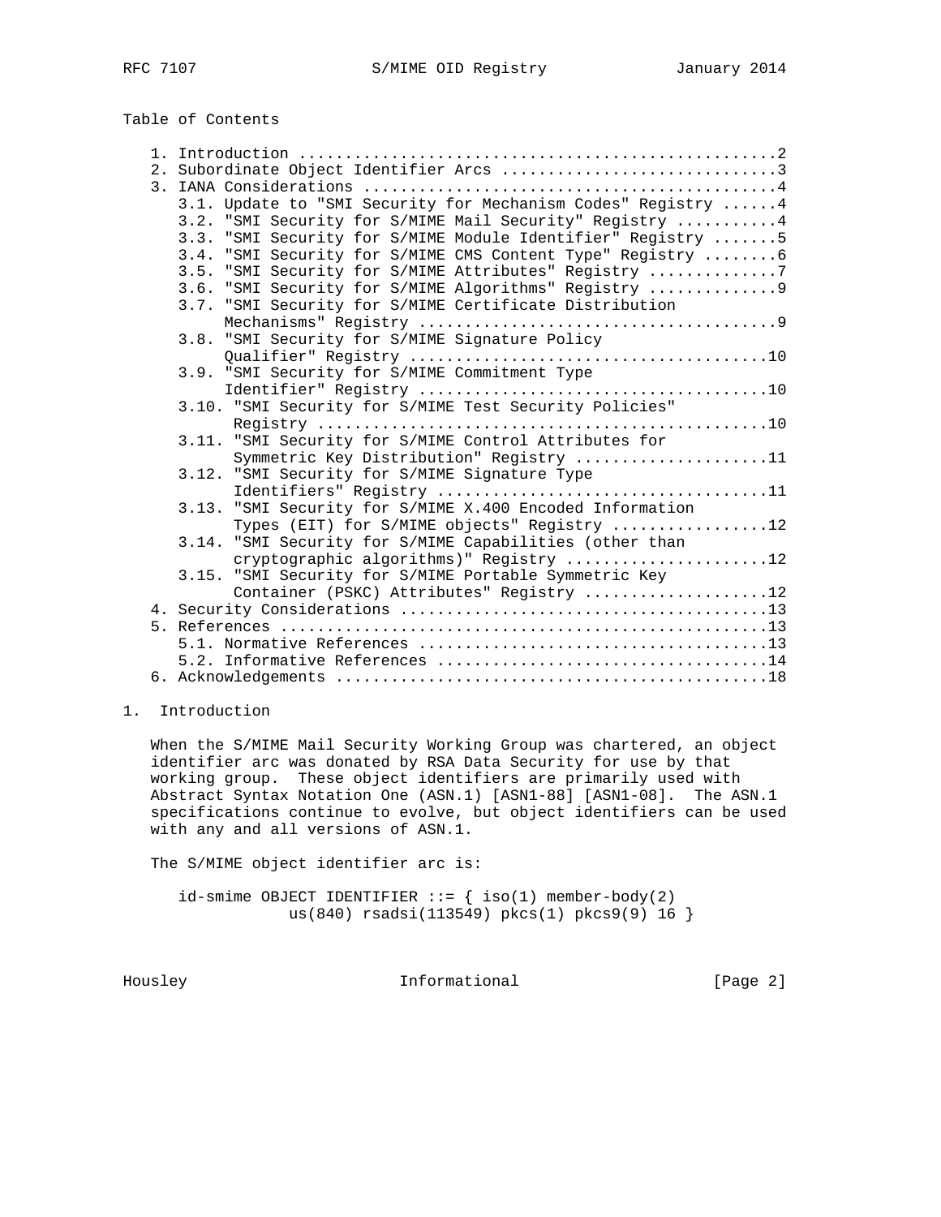Table of Contents

1. Introduction ....................................................2
2. Subordinate Object Identifier Arcs .............................3
3. IANA Considerations ............................................4
   3.1. Update to "SMI Security for Mechanism Codes" Registry ......4
   3.2. "SMI Security for S/MIME Mail Security" Registry ...........4
   3.3. "SMI Security for S/MIME Module Identifier" Registry .......5
   3.4. "SMI Security for S/MIME CMS Content Type" Registry ........6
   3.5. "SMI Security for S/MIME Attributes" Registry ..............7
   3.6. "SMI Security for S/MIME Algorithms" Registry ..............9
   3.7. "SMI Security for S/MIME Certificate Distribution Mechanisms" Registry .......................................9
   3.8. "SMI Security for S/MIME Signature Policy Qualifier" Registry ......................................10
   3.9. "SMI Security for S/MIME Commitment Type Identifier" Registry .....................................10
   3.10. "SMI Security for S/MIME Test Security Policies" Registry ................................................10
   3.11. "SMI Security for S/MIME Control Attributes for Symmetric Key Distribution" Registry .....................11
   3.12. "SMI Security for S/MIME Signature Type Identifiers" Registry ...................................11
   3.13. "SMI Security for S/MIME X.400 Encoded Information Types (EIT) for S/MIME objects" Registry .................12
   3.14. "SMI Security for S/MIME Capabilities (other than cryptographic algorithms)" Registry ......................12
   3.15. "SMI Security for S/MIME Portable Symmetric Key Container (PSKC) Attributes" Registry ....................12
4. Security Considerations .......................................13
5. References ....................................................13
   5.1. Normative References .....................................13
   5.2. Informative References ...................................14
6. Acknowledgements ..............................................18

# 1. Introduction

When the S/MIME Mail Security Working Group was chartered, an object identifier arc was donated by RSA Data Security for use by that working group. These object identifiers are primarily used with Abstract Syntax Notation One (ASN.1) [ASN1-88] [ASN1-08]. The ASN.1 specifications continue to evolve, but object identifiers can be used with any and all versions of ASN.1.

The S/MIME object identifier arc is:

```
id-smime OBJECT IDENTIFIER ::= { iso(1) member-body(2)
            us(840) rsadsi(113549) pkcs(1) pkcs9(9) 16 }
```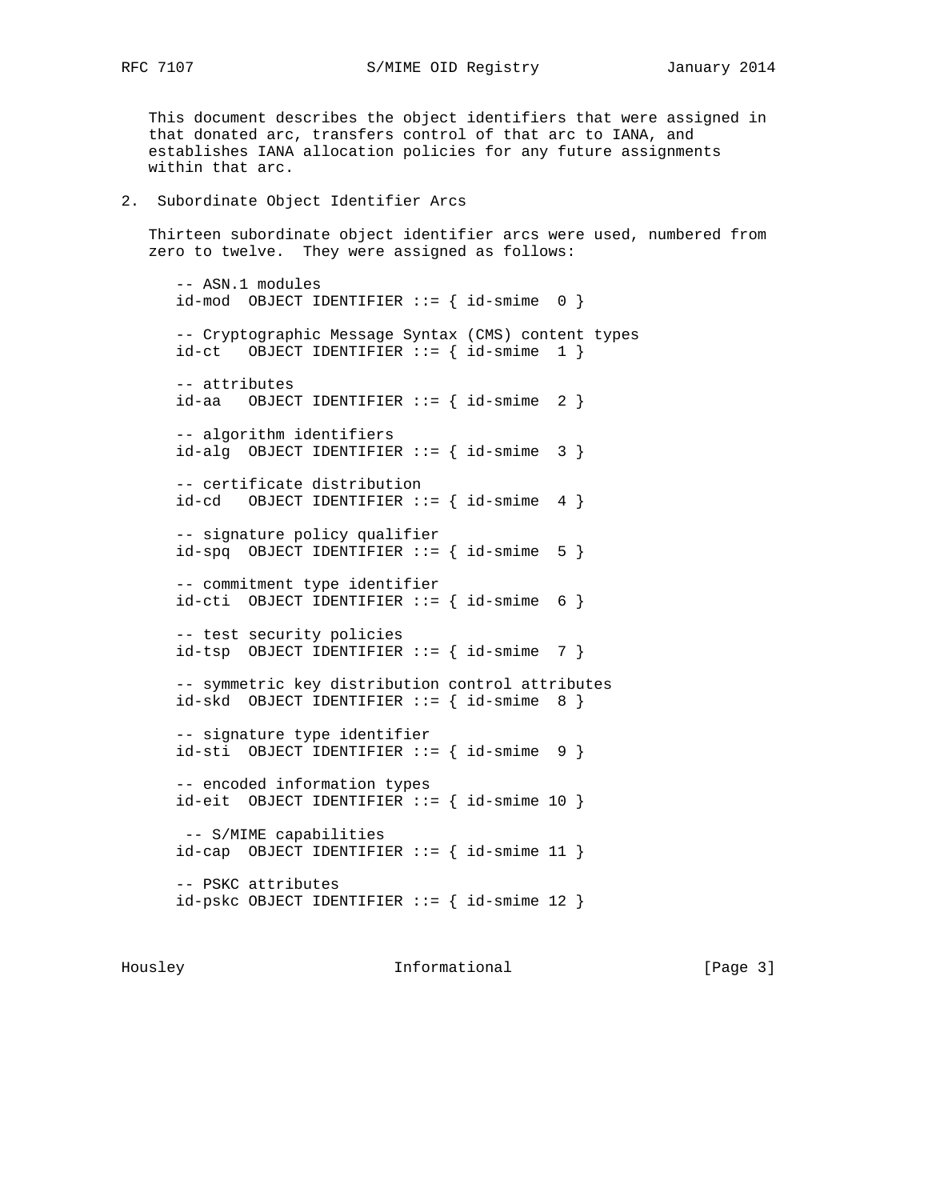This document describes the object identifiers that were assigned in that donated arc, transfers control of that arc to IANA, and establishes IANA allocation policies for any future assignments within that arc.

## 2. Subordinate Object Identifier Arcs

Thirteen subordinate object identifier arcs were used, numbered from zero to twelve. They were assigned as follows:

```
-- ASN.1 modules
id-mod  OBJECT IDENTIFIER ::= { id-smime  0 }

-- Cryptographic Message Syntax (CMS) content types
id-ct   OBJECT IDENTIFIER ::= { id-smime  1 }

-- attributes
id-aa   OBJECT IDENTIFIER ::= { id-smime  2 }

-- algorithm identifiers
id-alg  OBJECT IDENTIFIER ::= { id-smime  3 }

-- certificate distribution
id-cd   OBJECT IDENTIFIER ::= { id-smime  4 }

-- signature policy qualifier
id-spq  OBJECT IDENTIFIER ::= { id-smime  5 }

-- commitment type identifier
id-cti  OBJECT IDENTIFIER ::= { id-smime  6 }

-- test security policies
id-tsp  OBJECT IDENTIFIER ::= { id-smime  7 }

-- symmetric key distribution control attributes
id-skd  OBJECT IDENTIFIER ::= { id-smime  8 }

-- signature type identifier
id-sti  OBJECT IDENTIFIER ::= { id-smime  9 }

-- encoded information types
id-eit  OBJECT IDENTIFIER ::= { id-smime 10 }

 -- S/MIME capabilities
id-cap  OBJECT IDENTIFIER ::= { id-smime 11 }

-- PSKC attributes
id-pskc OBJECT IDENTIFIER ::= { id-smime 12 }
```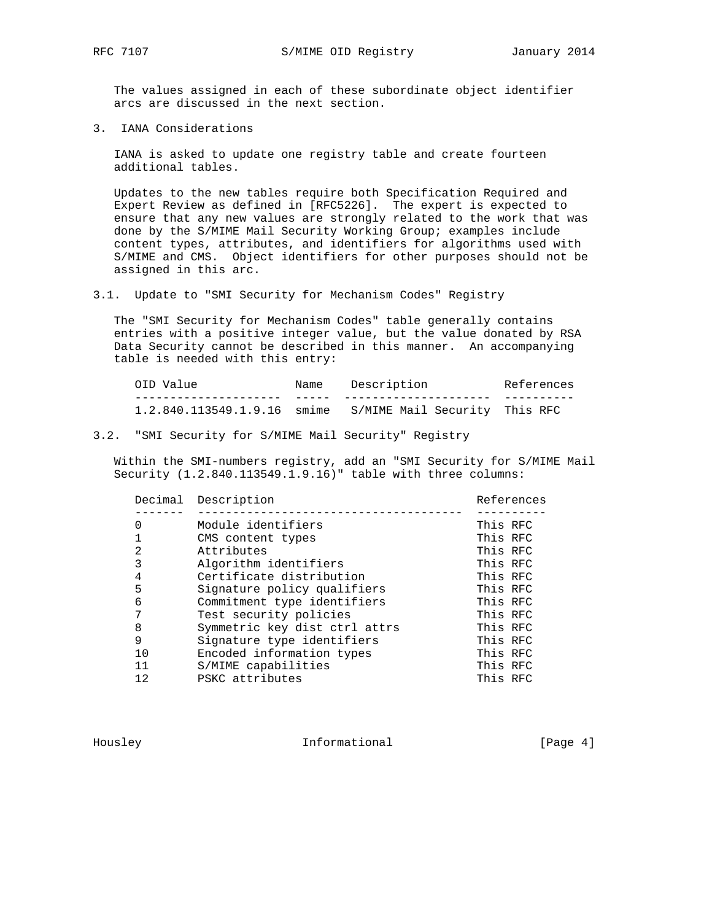The values assigned in each of these subordinate object identifier arcs are discussed in the next section.

## 3. IANA Considerations

IANA is asked to update one registry table and create fourteen additional tables.

Updates to the new tables require both Specification Required and Expert Review as defined in [RFC5226]. The expert is expected to ensure that any new values are strongly related to the work that was done by the S/MIME Mail Security Working Group; examples include content types, attributes, and identifiers for algorithms used with S/MIME and CMS. Object identifiers for other purposes should not be assigned in this arc.

### 3.1. Update to "SMI Security for Mechanism Codes" Registry

The "SMI Security for Mechanism Codes" table generally contains entries with a positive integer value, but the value donated by RSA Data Security cannot be described in this manner. An accompanying table is needed with this entry:

| OID Value | Name | Description | References |
|---|---|---|---|
| 1.2.840.113549.1.9.16 | smime | S/MIME Mail Security | This RFC |

### 3.2. "SMI Security for S/MIME Mail Security" Registry

Within the SMI-numbers registry, add an "SMI Security for S/MIME Mail Security (1.2.840.113549.1.9.16)" table with three columns:

| Decimal | Description | References |
|---|---|---|
| 0 | Module identifiers | This RFC |
| 1 | CMS content types | This RFC |
| 2 | Attributes | This RFC |
| 3 | Algorithm identifiers | This RFC |
| 4 | Certificate distribution | This RFC |
| 5 | Signature policy qualifiers | This RFC |
| 6 | Commitment type identifiers | This RFC |
| 7 | Test security policies | This RFC |
| 8 | Symmetric key dist ctrl attrs | This RFC |
| 9 | Signature type identifiers | This RFC |
| 10 | Encoded information types | This RFC |
| 11 | S/MIME capabilities | This RFC |
| 12 | PSKC attributes | This RFC |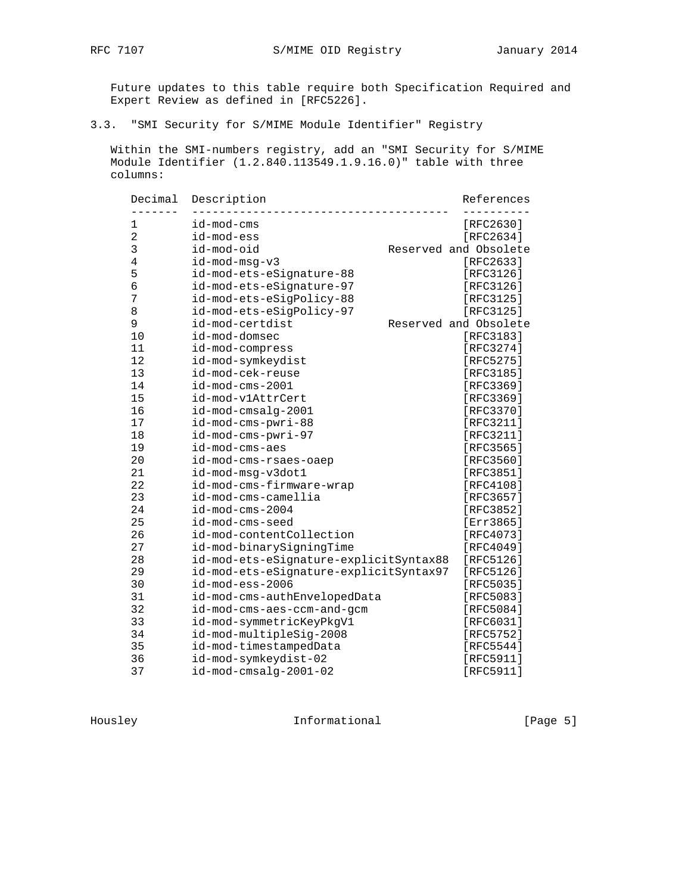Future updates to this table require both Specification Required and Expert Review as defined in [RFC5226].

### 3.3. "SMI Security for S/MIME Module Identifier" Registry

Within the SMI-numbers registry, add an "SMI Security for S/MIME Module Identifier (1.2.840.113549.1.9.16.0)" table with three columns:

| Decimal | Description | References |
|---|---|---|
| 1 | id-mod-cms | [RFC2630] |
| 2 | id-mod-ess | [RFC2634] |
| 3 | id-mod-oid | Reserved and Obsolete |
| 4 | id-mod-msg-v3 | [RFC2633] |
| 5 | id-mod-ets-eSignature-88 | [RFC3126] |
| 6 | id-mod-ets-eSignature-97 | [RFC3126] |
| 7 | id-mod-ets-eSigPolicy-88 | [RFC3125] |
| 8 | id-mod-ets-eSigPolicy-97 | [RFC3125] |
| 9 | id-mod-certdist | Reserved and Obsolete |
| 10 | id-mod-domsec | [RFC3183] |
| 11 | id-mod-compress | [RFC3274] |
| 12 | id-mod-symkeydist | [RFC5275] |
| 13 | id-mod-cek-reuse | [RFC3185] |
| 14 | id-mod-cms-2001 | [RFC3369] |
| 15 | id-mod-v1AttrCert | [RFC3369] |
| 16 | id-mod-cmsalg-2001 | [RFC3370] |
| 17 | id-mod-cms-pwri-88 | [RFC3211] |
| 18 | id-mod-cms-pwri-97 | [RFC3211] |
| 19 | id-mod-cms-aes | [RFC3565] |
| 20 | id-mod-cms-rsaes-oaep | [RFC3560] |
| 21 | id-mod-msg-v3dot1 | [RFC3851] |
| 22 | id-mod-cms-firmware-wrap | [RFC4108] |
| 23 | id-mod-cms-camellia | [RFC3657] |
| 24 | id-mod-cms-2004 | [RFC3852] |
| 25 | id-mod-cms-seed | [Err3865] |
| 26 | id-mod-contentCollection | [RFC4073] |
| 27 | id-mod-binarySigningTime | [RFC4049] |
| 28 | id-mod-ets-eSignature-explicitSyntax88 | [RFC5126] |
| 29 | id-mod-ets-eSignature-explicitSyntax97 | [RFC5126] |
| 30 | id-mod-ess-2006 | [RFC5035] |
| 31 | id-mod-cms-authEnvelopedData | [RFC5083] |
| 32 | id-mod-cms-aes-ccm-and-gcm | [RFC5084] |
| 33 | id-mod-symmetricKeyPkgV1 | [RFC6031] |
| 34 | id-mod-multipleSig-2008 | [RFC5752] |
| 35 | id-mod-timestampedData | [RFC5544] |
| 36 | id-mod-symkeydist-02 | [RFC5911] |
| 37 | id-mod-cmsalg-2001-02 | [RFC5911] |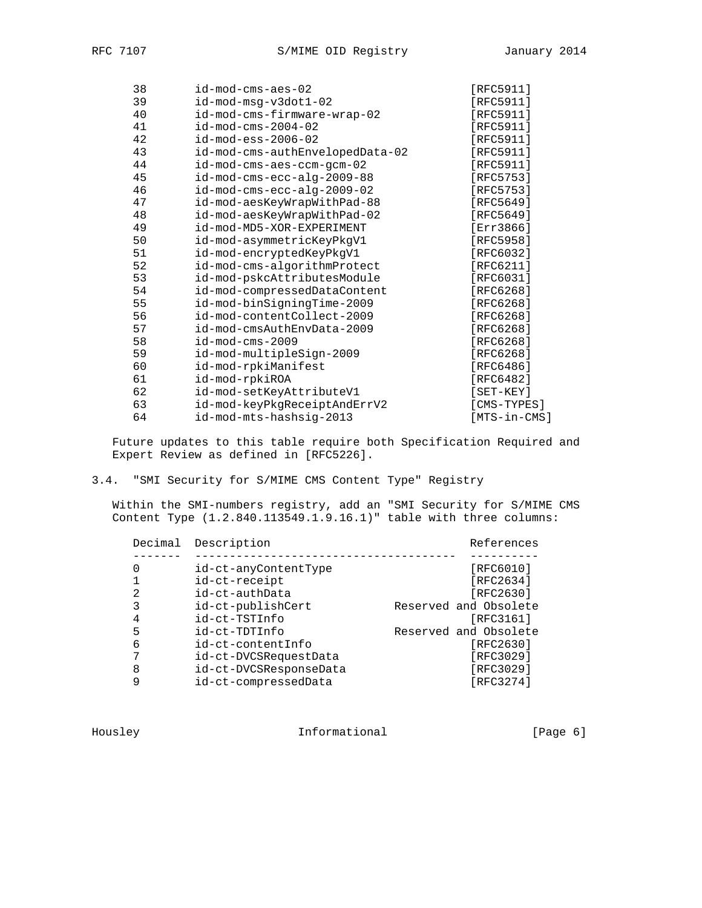| Decimal | Description | References |
|---|---|---|
| 38 | id-mod-cms-aes-02 | [RFC5911] |
| 39 | id-mod-msg-v3dot1-02 | [RFC5911] |
| 40 | id-mod-cms-firmware-wrap-02 | [RFC5911] |
| 41 | id-mod-cms-2004-02 | [RFC5911] |
| 42 | id-mod-ess-2006-02 | [RFC5911] |
| 43 | id-mod-cms-authEnvelopedData-02 | [RFC5911] |
| 44 | id-mod-cms-aes-ccm-gcm-02 | [RFC5911] |
| 45 | id-mod-cms-ecc-alg-2009-88 | [RFC5753] |
| 46 | id-mod-cms-ecc-alg-2009-02 | [RFC5753] |
| 47 | id-mod-aesKeyWrapWithPad-88 | [RFC5649] |
| 48 | id-mod-aesKeyWrapWithPad-02 | [RFC5649] |
| 49 | id-mod-MD5-XOR-EXPERIMENT | [Err3866] |
| 50 | id-mod-asymmetricKeyPkgV1 | [RFC5958] |
| 51 | id-mod-encryptedKeyPkgV1 | [RFC6032] |
| 52 | id-mod-cms-algorithmProtect | [RFC6211] |
| 53 | id-mod-pskcAttributesModule | [RFC6031] |
| 54 | id-mod-compressedDataContent | [RFC6268] |
| 55 | id-mod-binSigningTime-2009 | [RFC6268] |
| 56 | id-mod-contentCollect-2009 | [RFC6268] |
| 57 | id-mod-cmsAuthEnvData-2009 | [RFC6268] |
| 58 | id-mod-cms-2009 | [RFC6268] |
| 59 | id-mod-multipleSign-2009 | [RFC6268] |
| 60 | id-mod-rpkiManifest | [RFC6486] |
| 61 | id-mod-rpkiROA | [RFC6482] |
| 62 | id-mod-setKeyAttributeV1 | [SET-KEY] |
| 63 | id-mod-keyPkgReceiptAndErrV2 | [CMS-TYPES] |
| 64 | id-mod-mts-hashsig-2013 | [MTS-in-CMS] |

Future updates to this table require both Specification Required and Expert Review as defined in [RFC5226].

## 3.4. "SMI Security for S/MIME CMS Content Type" Registry

Within the SMI-numbers registry, add an "SMI Security for S/MIME CMS Content Type (1.2.840.113549.1.9.16.1)" table with three columns:

| Decimal | Description | References |
|---|---|---|
| 0 | id-ct-anyContentType | [RFC6010] |
| 1 | id-ct-receipt | [RFC2634] |
| 2 | id-ct-authData | [RFC2630] |
| 3 | id-ct-publishCert | Reserved and Obsolete |
| 4 | id-ct-TSTInfo | [RFC3161] |
| 5 | id-ct-TDTInfo | Reserved and Obsolete |
| 6 | id-ct-contentInfo | [RFC2630] |
| 7 | id-ct-DVCSRequestData | [RFC3029] |
| 8 | id-ct-DVCSResponseData | [RFC3029] |
| 9 | id-ct-compressedData | [RFC3274] |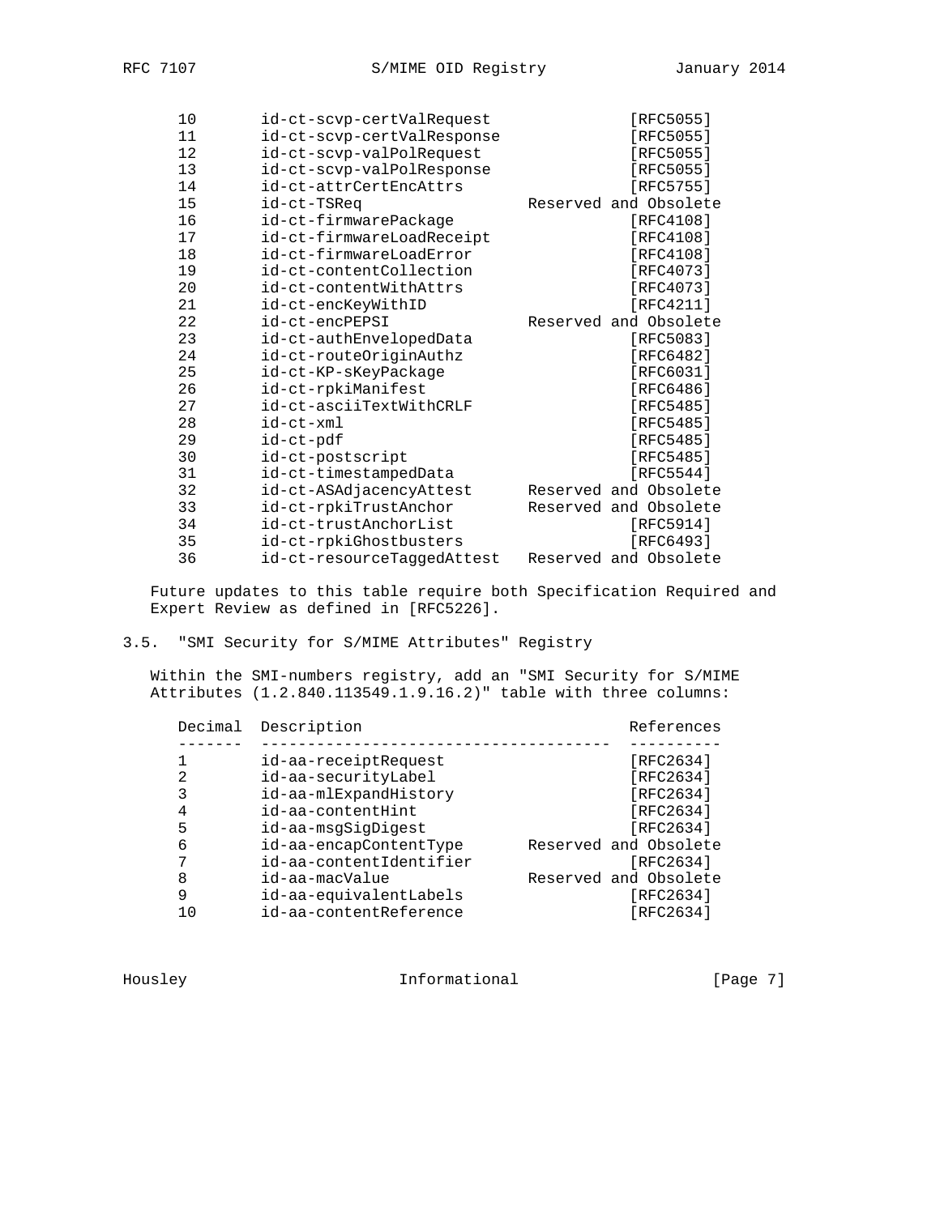| Decimal | Description | References |
|---|---|---|
| 10 | id-ct-scvp-certValRequest | [RFC5055] |
| 11 | id-ct-scvp-certValResponse | [RFC5055] |
| 12 | id-ct-scvp-valPolRequest | [RFC5055] |
| 13 | id-ct-scvp-valPolResponse | [RFC5055] |
| 14 | id-ct-attrCertEncAttrs | [RFC5755] |
| 15 | id-ct-TSReq | Reserved and Obsolete |
| 16 | id-ct-firmwarePackage | [RFC4108] |
| 17 | id-ct-firmwareLoadReceipt | [RFC4108] |
| 18 | id-ct-firmwareLoadError | [RFC4108] |
| 19 | id-ct-contentCollection | [RFC4073] |
| 20 | id-ct-contentWithAttrs | [RFC4073] |
| 21 | id-ct-encKeyWithID | [RFC4211] |
| 22 | id-ct-encPEPSI | Reserved and Obsolete |
| 23 | id-ct-authEnvelopedData | [RFC5083] |
| 24 | id-ct-routeOriginAuthz | [RFC6482] |
| 25 | id-ct-KP-sKeyPackage | [RFC6031] |
| 26 | id-ct-rpkiManifest | [RFC6486] |
| 27 | id-ct-asciiTextWithCRLF | [RFC5485] |
| 28 | id-ct-xml | [RFC5485] |
| 29 | id-ct-pdf | [RFC5485] |
| 30 | id-ct-postscript | [RFC5485] |
| 31 | id-ct-timestampedData | [RFC5544] |
| 32 | id-ct-ASAdjacencyAttest | Reserved and Obsolete |
| 33 | id-ct-rpkiTrustAnchor | Reserved and Obsolete |
| 34 | id-ct-trustAnchorList | [RFC5914] |
| 35 | id-ct-rpkiGhostbusters | [RFC6493] |
| 36 | id-ct-resourceTaggedAttest | Reserved and Obsolete |

Future updates to this table require both Specification Required and Expert Review as defined in [RFC5226].

## 3.5. "SMI Security for S/MIME Attributes" Registry

Within the SMI-numbers registry, add an "SMI Security for S/MIME Attributes (1.2.840.113549.1.9.16.2)" table with three columns:

| Decimal | Description | References |
|---|---|---|
| 1 | id-aa-receiptRequest | [RFC2634] |
| 2 | id-aa-securityLabel | [RFC2634] |
| 3 | id-aa-mlExpandHistory | [RFC2634] |
| 4 | id-aa-contentHint | [RFC2634] |
| 5 | id-aa-msgSigDigest | [RFC2634] |
| 6 | id-aa-encapContentType | Reserved and Obsolete |
| 7 | id-aa-contentIdentifier | [RFC2634] |
| 8 | id-aa-macValue | Reserved and Obsolete |
| 9 | id-aa-equivalentLabels | [RFC2634] |
| 10 | id-aa-contentReference | [RFC2634] |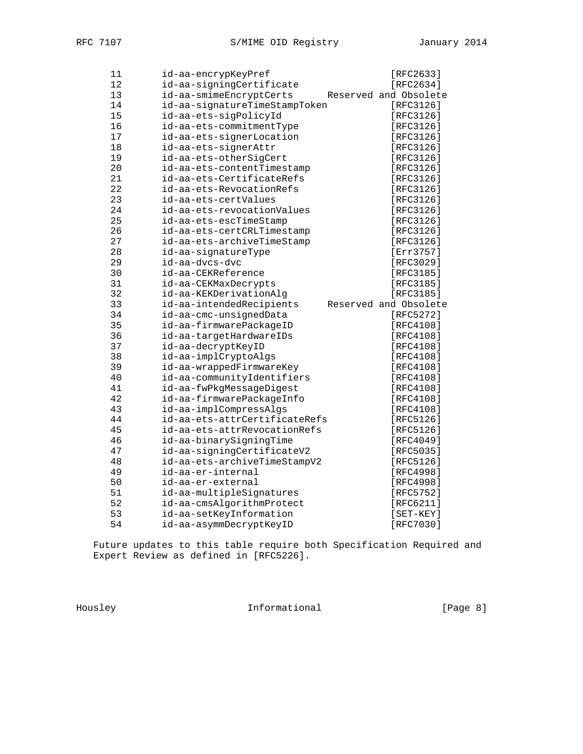| | | |
|---|---|---|
| 11 | id-aa-encrypKeyPref | [RFC2633] |
| 12 | id-aa-signingCertificate | [RFC2634] |
| 13 | id-aa-smimeEncryptCerts | Reserved and Obsolete |
| 14 | id-aa-signatureTimeStampToken | [RFC3126] |
| 15 | id-aa-ets-sigPolicyId | [RFC3126] |
| 16 | id-aa-ets-commitmentType | [RFC3126] |
| 17 | id-aa-ets-signerLocation | [RFC3126] |
| 18 | id-aa-ets-signerAttr | [RFC3126] |
| 19 | id-aa-ets-otherSigCert | [RFC3126] |
| 20 | id-aa-ets-contentTimestamp | [RFC3126] |
| 21 | id-aa-ets-CertificateRefs | [RFC3126] |
| 22 | id-aa-ets-RevocationRefs | [RFC3126] |
| 23 | id-aa-ets-certValues | [RFC3126] |
| 24 | id-aa-ets-revocationValues | [RFC3126] |
| 25 | id-aa-ets-escTimeStamp | [RFC3126] |
| 26 | id-aa-ets-certCRLTimestamp | [RFC3126] |
| 27 | id-aa-ets-archiveTimeStamp | [RFC3126] |
| 28 | id-aa-signatureType | [Err3757] |
| 29 | id-aa-dvcs-dvc | [RFC3029] |
| 30 | id-aa-CEKReference | [RFC3185] |
| 31 | id-aa-CEKMaxDecrypts | [RFC3185] |
| 32 | id-aa-KEKDerivationAlg | [RFC3185] |
| 33 | id-aa-intendedRecipients | Reserved and Obsolete |
| 34 | id-aa-cmc-unsignedData | [RFC5272] |
| 35 | id-aa-firmwarePackageID | [RFC4108] |
| 36 | id-aa-targetHardwareIDs | [RFC4108] |
| 37 | id-aa-decryptKeyID | [RFC4108] |
| 38 | id-aa-implCryptoAlgs | [RFC4108] |
| 39 | id-aa-wrappedFirmwareKey | [RFC4108] |
| 40 | id-aa-communityIdentifiers | [RFC4108] |
| 41 | id-aa-fwPkgMessageDigest | [RFC4108] |
| 42 | id-aa-firmwarePackageInfo | [RFC4108] |
| 43 | id-aa-implCompressAlgs | [RFC4108] |
| 44 | id-aa-ets-attrCertificateRefs | [RFC5126] |
| 45 | id-aa-ets-attrRevocationRefs | [RFC5126] |
| 46 | id-aa-binarySigningTime | [RFC4049] |
| 47 | id-aa-signingCertificateV2 | [RFC5035] |
| 48 | id-aa-ets-archiveTimeStampV2 | [RFC5126] |
| 49 | id-aa-er-internal | [RFC4998] |
| 50 | id-aa-er-external | [RFC4998] |
| 51 | id-aa-multipleSignatures | [RFC5752] |
| 52 | id-aa-cmsAlgorithmProtect | [RFC6211] |
| 53 | id-aa-setKeyInformation | [SET-KEY] |
| 54 | id-aa-asymmDecryptKeyID | [RFC7030] |

Future updates to this table require both Specification Required and Expert Review as defined in [RFC5226].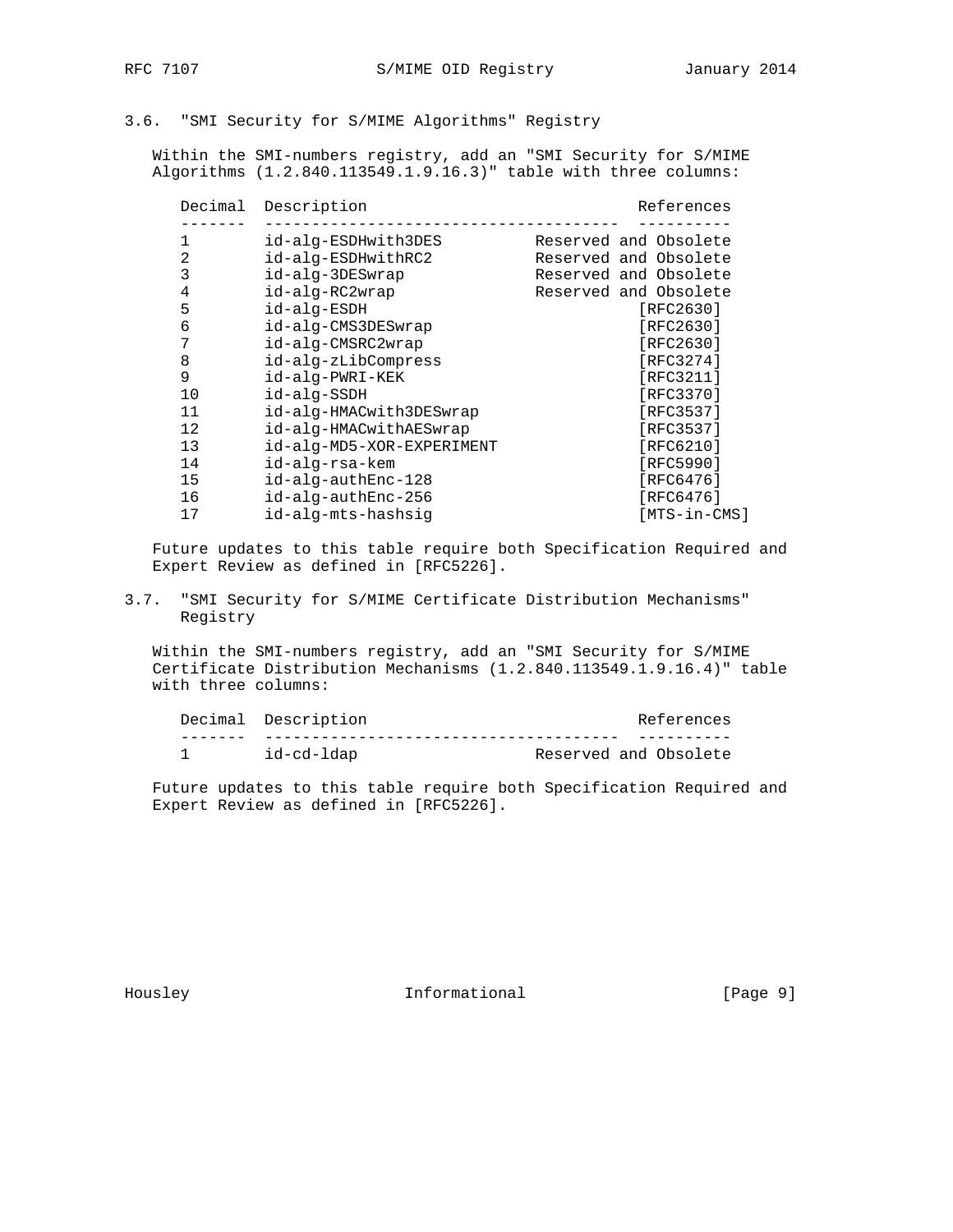### 3.6. "SMI Security for S/MIME Algorithms" Registry

Within the SMI-numbers registry, add an "SMI Security for S/MIME Algorithms (1.2.840.113549.1.9.16.3)" table with three columns:

| Decimal | Description | References |
|---|---|---|
| 1 | id-alg-ESDHwith3DES | Reserved and Obsolete |
| 2 | id-alg-ESDHwithRC2 | Reserved and Obsolete |
| 3 | id-alg-3DESwrap | Reserved and Obsolete |
| 4 | id-alg-RC2wrap | Reserved and Obsolete |
| 5 | id-alg-ESDH | [RFC2630] |
| 6 | id-alg-CMS3DESwrap | [RFC2630] |
| 7 | id-alg-CMSRC2wrap | [RFC2630] |
| 8 | id-alg-zLibCompress | [RFC3274] |
| 9 | id-alg-PWRI-KEK | [RFC3211] |
| 10 | id-alg-SSDH | [RFC3370] |
| 11 | id-alg-HMACwith3DESwrap | [RFC3537] |
| 12 | id-alg-HMACwithAESwrap | [RFC3537] |
| 13 | id-alg-MD5-XOR-EXPERIMENT | [RFC6210] |
| 14 | id-alg-rsa-kem | [RFC5990] |
| 15 | id-alg-authEnc-128 | [RFC6476] |
| 16 | id-alg-authEnc-256 | [RFC6476] |
| 17 | id-alg-mts-hashsig | [MTS-in-CMS] |

Future updates to this table require both Specification Required and Expert Review as defined in [RFC5226].

### 3.7. "SMI Security for S/MIME Certificate Distribution Mechanisms" Registry

Within the SMI-numbers registry, add an "SMI Security for S/MIME Certificate Distribution Mechanisms (1.2.840.113549.1.9.16.4)" table with three columns:

| Decimal | Description | References |
|---|---|---|
| 1 | id-cd-ldap | Reserved and Obsolete |

Future updates to this table require both Specification Required and Expert Review as defined in [RFC5226].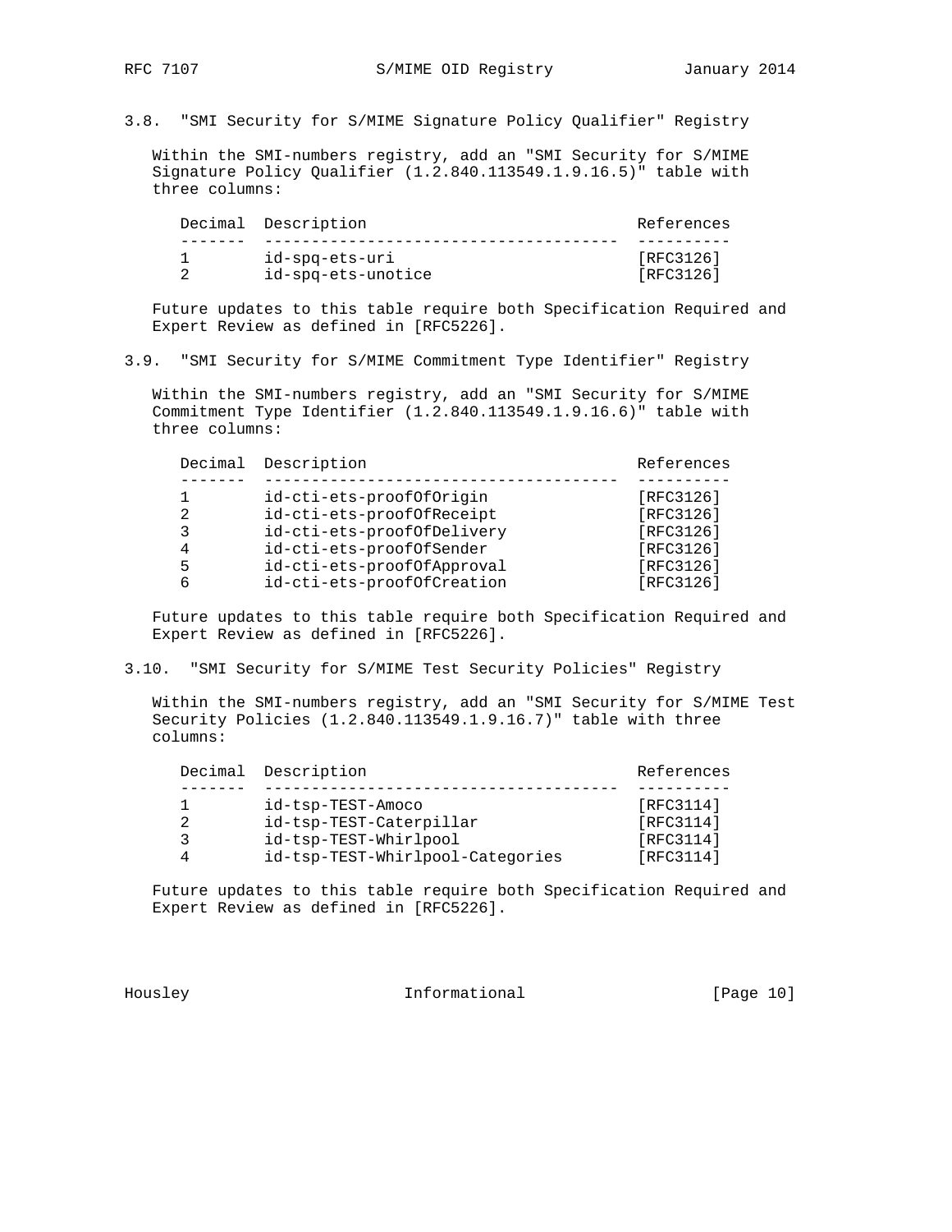### 3.8. "SMI Security for S/MIME Signature Policy Qualifier" Registry

Within the SMI-numbers registry, add an "SMI Security for S/MIME Signature Policy Qualifier (1.2.840.113549.1.9.16.5)" table with three columns:

| Decimal | Description | References |
|---|---|---|
| 1 | id-spq-ets-uri | [RFC3126] |
| 2 | id-spq-ets-unotice | [RFC3126] |

Future updates to this table require both Specification Required and Expert Review as defined in [RFC5226].

### 3.9. "SMI Security for S/MIME Commitment Type Identifier" Registry

Within the SMI-numbers registry, add an "SMI Security for S/MIME Commitment Type Identifier (1.2.840.113549.1.9.16.6)" table with three columns:

| Decimal | Description | References |
|---|---|---|
| 1 | id-cti-ets-proofOfOrigin | [RFC3126] |
| 2 | id-cti-ets-proofOfReceipt | [RFC3126] |
| 3 | id-cti-ets-proofOfDelivery | [RFC3126] |
| 4 | id-cti-ets-proofOfSender | [RFC3126] |
| 5 | id-cti-ets-proofOfApproval | [RFC3126] |
| 6 | id-cti-ets-proofOfCreation | [RFC3126] |

Future updates to this table require both Specification Required and Expert Review as defined in [RFC5226].

### 3.10. "SMI Security for S/MIME Test Security Policies" Registry

Within the SMI-numbers registry, add an "SMI Security for S/MIME Test Security Policies (1.2.840.113549.1.9.16.7)" table with three columns:

| Decimal | Description | References |
|---|---|---|
| 1 | id-tsp-TEST-Amoco | [RFC3114] |
| 2 | id-tsp-TEST-Caterpillar | [RFC3114] |
| 3 | id-tsp-TEST-Whirlpool | [RFC3114] |
| 4 | id-tsp-TEST-Whirlpool-Categories | [RFC3114] |

Future updates to this table require both Specification Required and Expert Review as defined in [RFC5226].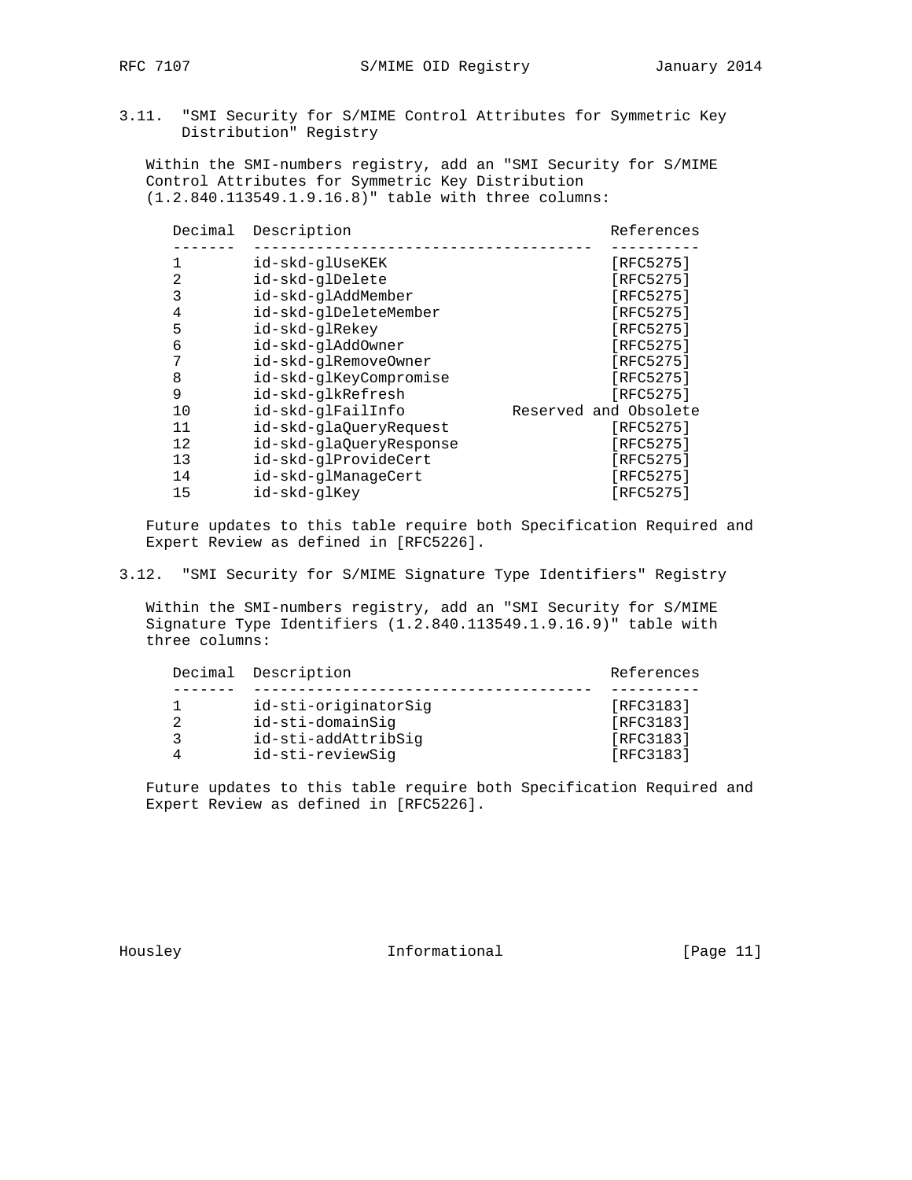## 3.11. "SMI Security for S/MIME Control Attributes for Symmetric Key Distribution" Registry

Within the SMI-numbers registry, add an "SMI Security for S/MIME Control Attributes for Symmetric Key Distribution (1.2.840.113549.1.9.16.8)" table with three columns:

| Decimal | Description | References |
|---|---|---|
| 1 | id-skd-glUseKEK | [RFC5275] |
| 2 | id-skd-glDelete | [RFC5275] |
| 3 | id-skd-glAddMember | [RFC5275] |
| 4 | id-skd-glDeleteMember | [RFC5275] |
| 5 | id-skd-glRekey | [RFC5275] |
| 6 | id-skd-glAddOwner | [RFC5275] |
| 7 | id-skd-glRemoveOwner | [RFC5275] |
| 8 | id-skd-glKeyCompromise | [RFC5275] |
| 9 | id-skd-glkRefresh | [RFC5275] |
| 10 | id-skd-glFailInfo | Reserved and Obsolete |
| 11 | id-skd-glaQueryRequest | [RFC5275] |
| 12 | id-skd-glaQueryResponse | [RFC5275] |
| 13 | id-skd-glProvideCert | [RFC5275] |
| 14 | id-skd-glManageCert | [RFC5275] |
| 15 | id-skd-glKey | [RFC5275] |

Future updates to this table require both Specification Required and Expert Review as defined in [RFC5226].

## 3.12. "SMI Security for S/MIME Signature Type Identifiers" Registry

Within the SMI-numbers registry, add an "SMI Security for S/MIME Signature Type Identifiers (1.2.840.113549.1.9.16.9)" table with three columns:

| Decimal | Description | References |
|---|---|---|
| 1 | id-sti-originatorSig | [RFC3183] |
| 2 | id-sti-domainSig | [RFC3183] |
| 3 | id-sti-addAttribSig | [RFC3183] |
| 4 | id-sti-reviewSig | [RFC3183] |

Future updates to this table require both Specification Required and Expert Review as defined in [RFC5226].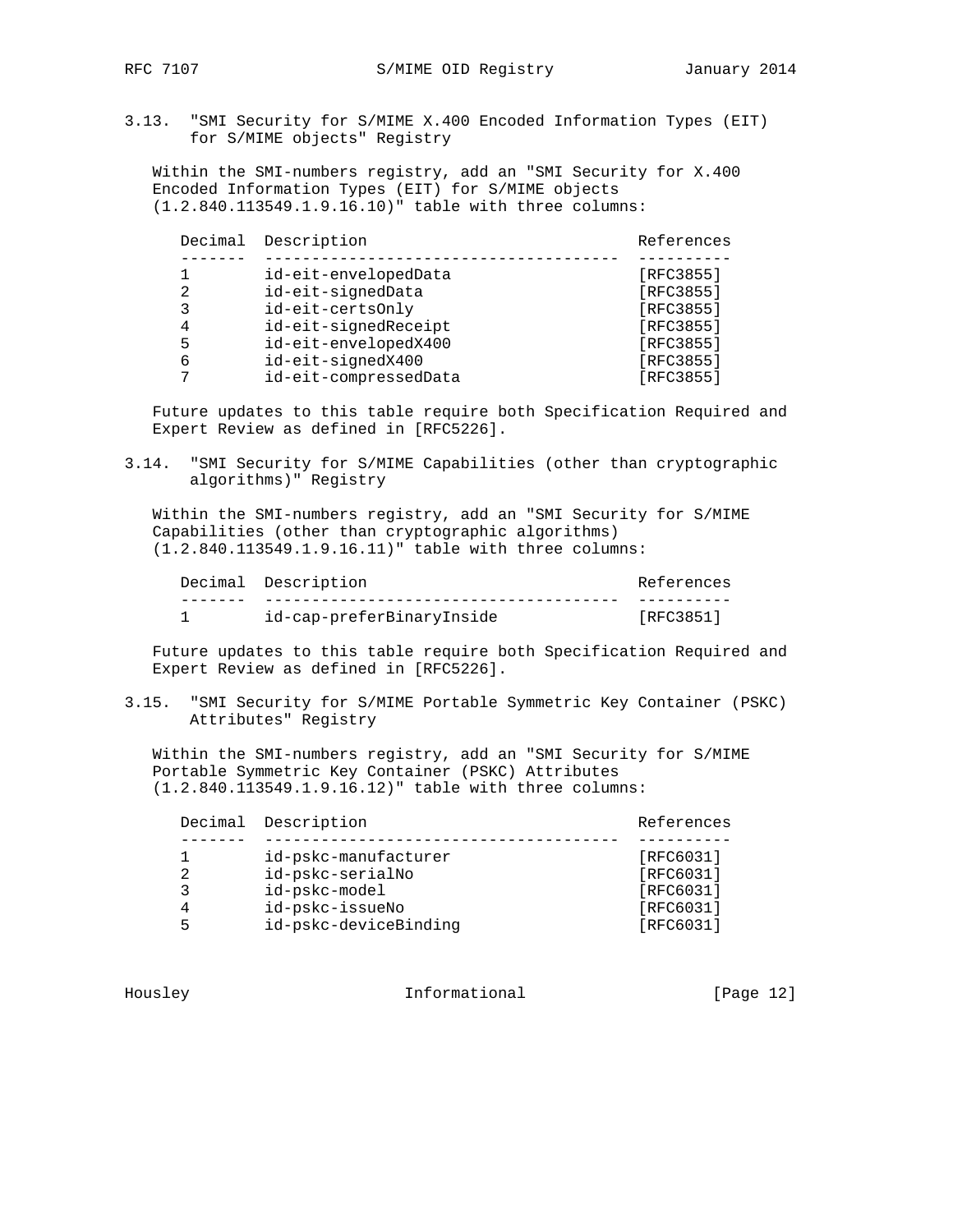### 3.13. "SMI Security for S/MIME X.400 Encoded Information Types (EIT) for S/MIME objects" Registry

Within the SMI-numbers registry, add an "SMI Security for X.400 Encoded Information Types (EIT) for S/MIME objects (1.2.840.113549.1.9.16.10)" table with three columns:

| Decimal | Description | References |
|---|---|---|
| 1 | id-eit-envelopedData | [RFC3855] |
| 2 | id-eit-signedData | [RFC3855] |
| 3 | id-eit-certsOnly | [RFC3855] |
| 4 | id-eit-signedReceipt | [RFC3855] |
| 5 | id-eit-envelopedX400 | [RFC3855] |
| 6 | id-eit-signedX400 | [RFC3855] |
| 7 | id-eit-compressedData | [RFC3855] |

Future updates to this table require both Specification Required and Expert Review as defined in [RFC5226].

### 3.14. "SMI Security for S/MIME Capabilities (other than cryptographic algorithms)" Registry

Within the SMI-numbers registry, add an "SMI Security for S/MIME Capabilities (other than cryptographic algorithms) (1.2.840.113549.1.9.16.11)" table with three columns:

| Decimal | Description | References |
|---|---|---|
| 1 | id-cap-preferBinaryInside | [RFC3851] |

Future updates to this table require both Specification Required and Expert Review as defined in [RFC5226].

### 3.15. "SMI Security for S/MIME Portable Symmetric Key Container (PSKC) Attributes" Registry

Within the SMI-numbers registry, add an "SMI Security for S/MIME Portable Symmetric Key Container (PSKC) Attributes (1.2.840.113549.1.9.16.12)" table with three columns:

| Decimal | Description | References |
|---|---|---|
| 1 | id-pskc-manufacturer | [RFC6031] |
| 2 | id-pskc-serialNo | [RFC6031] |
| 3 | id-pskc-model | [RFC6031] |
| 4 | id-pskc-issueNo | [RFC6031] |
| 5 | id-pskc-deviceBinding | [RFC6031] |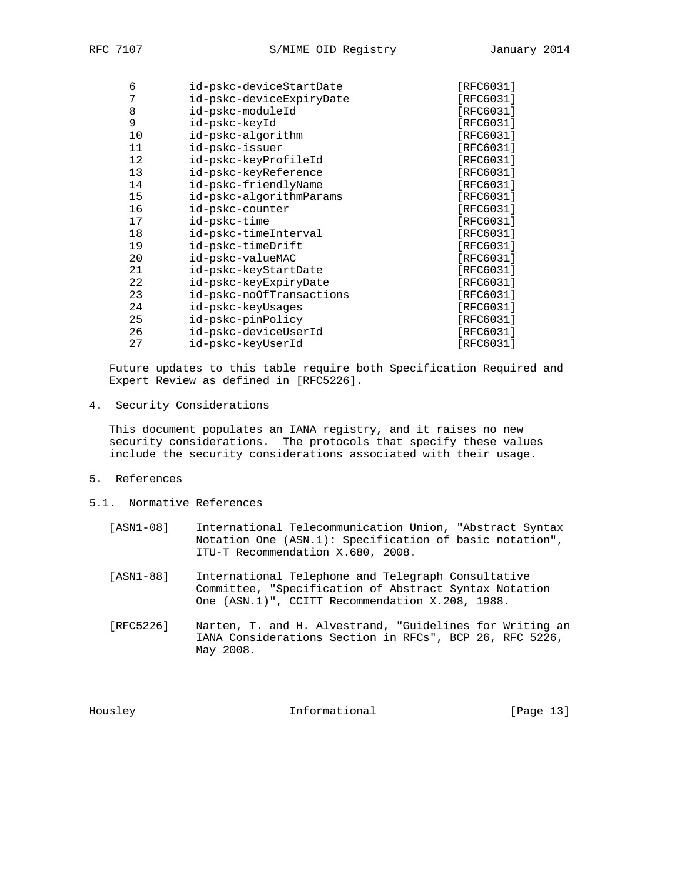| | | |
|---|---|---|
| 6 | id-pskc-deviceStartDate | [RFC6031] |
| 7 | id-pskc-deviceExpiryDate | [RFC6031] |
| 8 | id-pskc-moduleId | [RFC6031] |
| 9 | id-pskc-keyId | [RFC6031] |
| 10 | id-pskc-algorithm | [RFC6031] |
| 11 | id-pskc-issuer | [RFC6031] |
| 12 | id-pskc-keyProfileId | [RFC6031] |
| 13 | id-pskc-keyReference | [RFC6031] |
| 14 | id-pskc-friendlyName | [RFC6031] |
| 15 | id-pskc-algorithmParams | [RFC6031] |
| 16 | id-pskc-counter | [RFC6031] |
| 17 | id-pskc-time | [RFC6031] |
| 18 | id-pskc-timeInterval | [RFC6031] |
| 19 | id-pskc-timeDrift | [RFC6031] |
| 20 | id-pskc-valueMAC | [RFC6031] |
| 21 | id-pskc-keyStartDate | [RFC6031] |
| 22 | id-pskc-keyExpiryDate | [RFC6031] |
| 23 | id-pskc-noOfTransactions | [RFC6031] |
| 24 | id-pskc-keyUsages | [RFC6031] |
| 25 | id-pskc-pinPolicy | [RFC6031] |
| 26 | id-pskc-deviceUserId | [RFC6031] |
| 27 | id-pskc-keyUserId | [RFC6031] |

Future updates to this table require both Specification Required and Expert Review as defined in [RFC5226].

## 4. Security Considerations

This document populates an IANA registry, and it raises no new security considerations. The protocols that specify these values include the security considerations associated with their usage.

## 5. References

### 5.1. Normative References

[ASN1-08] International Telecommunication Union, "Abstract Syntax Notation One (ASN.1): Specification of basic notation", ITU-T Recommendation X.680, 2008.

[ASN1-88] International Telephone and Telegraph Consultative Committee, "Specification of Abstract Syntax Notation One (ASN.1)", CCITT Recommendation X.208, 1988.

[RFC5226] Narten, T. and H. Alvestrand, "Guidelines for Writing an IANA Considerations Section in RFCs", BCP 26, RFC 5226, May 2008.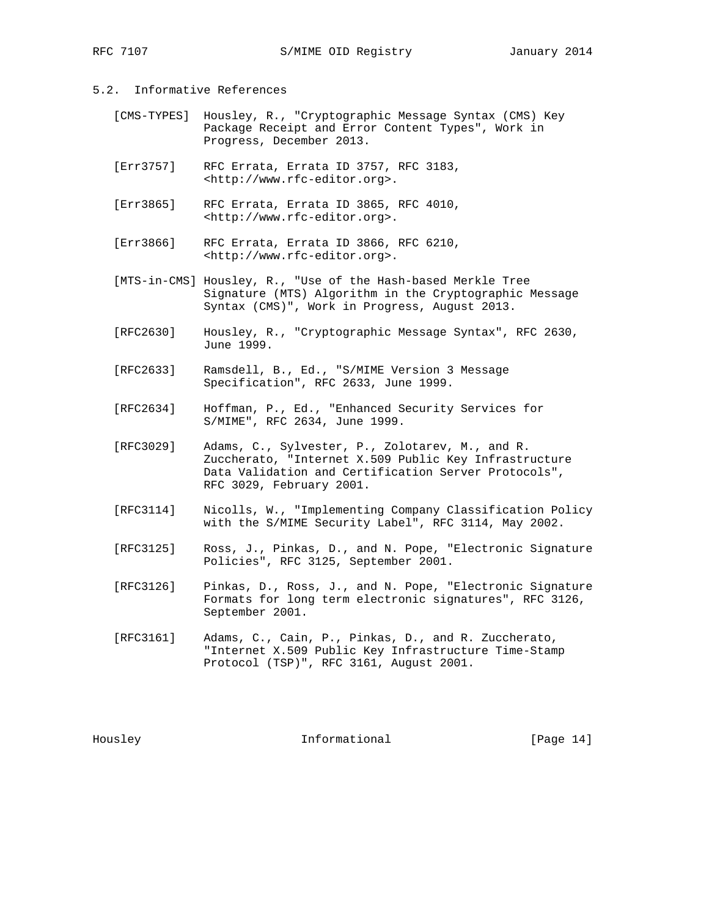### 5.2. Informative References

[CMS-TYPES] Housley, R., "Cryptographic Message Syntax (CMS) Key Package Receipt and Error Content Types", Work in Progress, December 2013.

[Err3757] RFC Errata, Errata ID 3757, RFC 3183, <http://www.rfc-editor.org>.

[Err3865] RFC Errata, Errata ID 3865, RFC 4010, <http://www.rfc-editor.org>.

[Err3866] RFC Errata, Errata ID 3866, RFC 6210, <http://www.rfc-editor.org>.

[MTS-in-CMS] Housley, R., "Use of the Hash-based Merkle Tree Signature (MTS) Algorithm in the Cryptographic Message Syntax (CMS)", Work in Progress, August 2013.

[RFC2630] Housley, R., "Cryptographic Message Syntax", RFC 2630, June 1999.

[RFC2633] Ramsdell, B., Ed., "S/MIME Version 3 Message Specification", RFC 2633, June 1999.

[RFC2634] Hoffman, P., Ed., "Enhanced Security Services for S/MIME", RFC 2634, June 1999.

[RFC3029] Adams, C., Sylvester, P., Zolotarev, M., and R. Zuccherato, "Internet X.509 Public Key Infrastructure Data Validation and Certification Server Protocols", RFC 3029, February 2001.

[RFC3114] Nicolls, W., "Implementing Company Classification Policy with the S/MIME Security Label", RFC 3114, May 2002.

[RFC3125] Ross, J., Pinkas, D., and N. Pope, "Electronic Signature Policies", RFC 3125, September 2001.

[RFC3126] Pinkas, D., Ross, J., and N. Pope, "Electronic Signature Formats for long term electronic signatures", RFC 3126, September 2001.

[RFC3161] Adams, C., Cain, P., Pinkas, D., and R. Zuccherato, "Internet X.509 Public Key Infrastructure Time-Stamp Protocol (TSP)", RFC 3161, August 2001.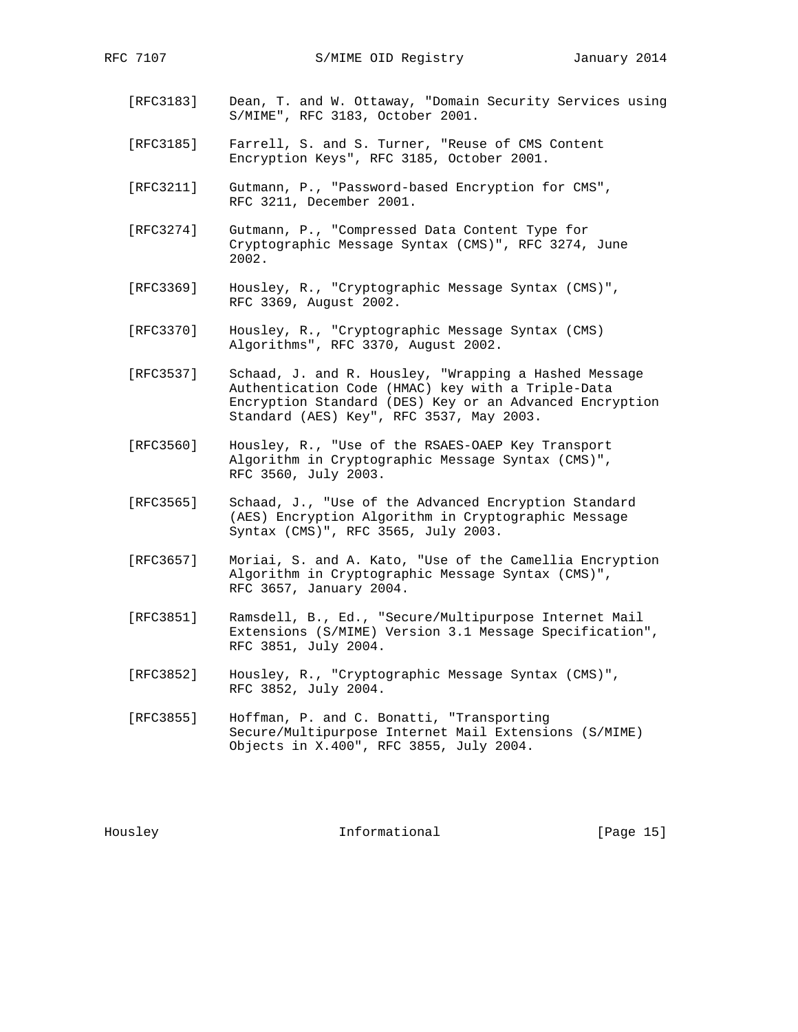[RFC3183] Dean, T. and W. Ottaway, "Domain Security Services using S/MIME", RFC 3183, October 2001.

[RFC3185] Farrell, S. and S. Turner, "Reuse of CMS Content Encryption Keys", RFC 3185, October 2001.

[RFC3211] Gutmann, P., "Password-based Encryption for CMS", RFC 3211, December 2001.

[RFC3274] Gutmann, P., "Compressed Data Content Type for Cryptographic Message Syntax (CMS)", RFC 3274, June 2002.

[RFC3369] Housley, R., "Cryptographic Message Syntax (CMS)", RFC 3369, August 2002.

[RFC3370] Housley, R., "Cryptographic Message Syntax (CMS) Algorithms", RFC 3370, August 2002.

[RFC3537] Schaad, J. and R. Housley, "Wrapping a Hashed Message Authentication Code (HMAC) key with a Triple-Data Encryption Standard (DES) Key or an Advanced Encryption Standard (AES) Key", RFC 3537, May 2003.

[RFC3560] Housley, R., "Use of the RSAES-OAEP Key Transport Algorithm in Cryptographic Message Syntax (CMS)", RFC 3560, July 2003.

[RFC3565] Schaad, J., "Use of the Advanced Encryption Standard (AES) Encryption Algorithm in Cryptographic Message Syntax (CMS)", RFC 3565, July 2003.

[RFC3657] Moriai, S. and A. Kato, "Use of the Camellia Encryption Algorithm in Cryptographic Message Syntax (CMS)", RFC 3657, January 2004.

[RFC3851] Ramsdell, B., Ed., "Secure/Multipurpose Internet Mail Extensions (S/MIME) Version 3.1 Message Specification", RFC 3851, July 2004.

[RFC3852] Housley, R., "Cryptographic Message Syntax (CMS)", RFC 3852, July 2004.

[RFC3855] Hoffman, P. and C. Bonatti, "Transporting Secure/Multipurpose Internet Mail Extensions (S/MIME) Objects in X.400", RFC 3855, July 2004.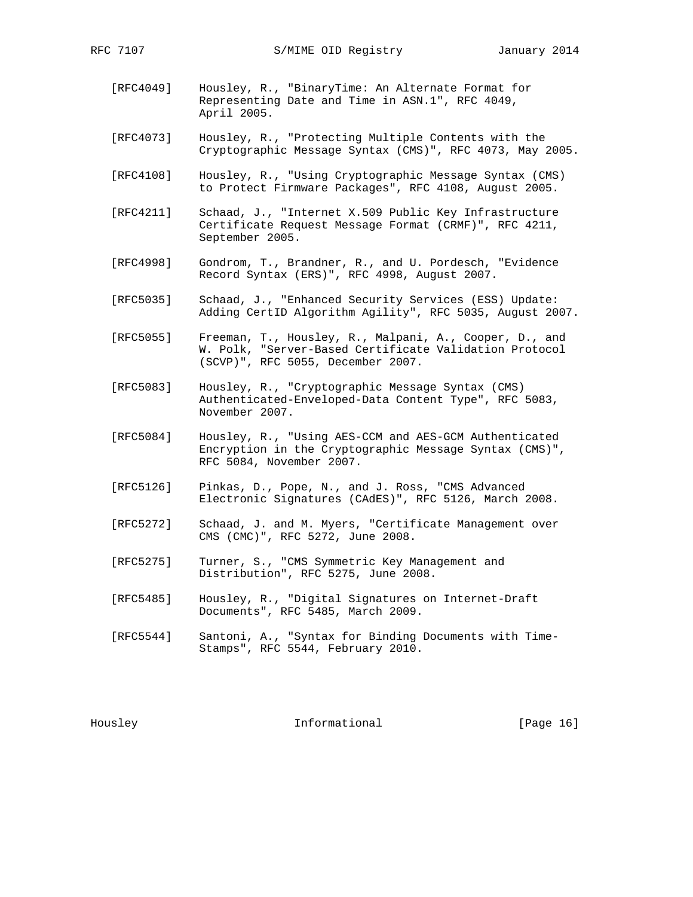[RFC4049] Housley, R., "BinaryTime: An Alternate Format for Representing Date and Time in ASN.1", RFC 4049, April 2005.

[RFC4073] Housley, R., "Protecting Multiple Contents with the Cryptographic Message Syntax (CMS)", RFC 4073, May 2005.

[RFC4108] Housley, R., "Using Cryptographic Message Syntax (CMS) to Protect Firmware Packages", RFC 4108, August 2005.

[RFC4211] Schaad, J., "Internet X.509 Public Key Infrastructure Certificate Request Message Format (CRMF)", RFC 4211, September 2005.

[RFC4998] Gondrom, T., Brandner, R., and U. Pordesch, "Evidence Record Syntax (ERS)", RFC 4998, August 2007.

[RFC5035] Schaad, J., "Enhanced Security Services (ESS) Update: Adding CertID Algorithm Agility", RFC 5035, August 2007.

[RFC5055] Freeman, T., Housley, R., Malpani, A., Cooper, D., and W. Polk, "Server-Based Certificate Validation Protocol (SCVP)", RFC 5055, December 2007.

[RFC5083] Housley, R., "Cryptographic Message Syntax (CMS) Authenticated-Enveloped-Data Content Type", RFC 5083, November 2007.

[RFC5084] Housley, R., "Using AES-CCM and AES-GCM Authenticated Encryption in the Cryptographic Message Syntax (CMS)", RFC 5084, November 2007.

[RFC5126] Pinkas, D., Pope, N., and J. Ross, "CMS Advanced Electronic Signatures (CAdES)", RFC 5126, March 2008.

[RFC5272] Schaad, J. and M. Myers, "Certificate Management over CMS (CMC)", RFC 5272, June 2008.

[RFC5275] Turner, S., "CMS Symmetric Key Management and Distribution", RFC 5275, June 2008.

[RFC5485] Housley, R., "Digital Signatures on Internet-Draft Documents", RFC 5485, March 2009.

[RFC5544] Santoni, A., "Syntax for Binding Documents with Time-Stamps", RFC 5544, February 2010.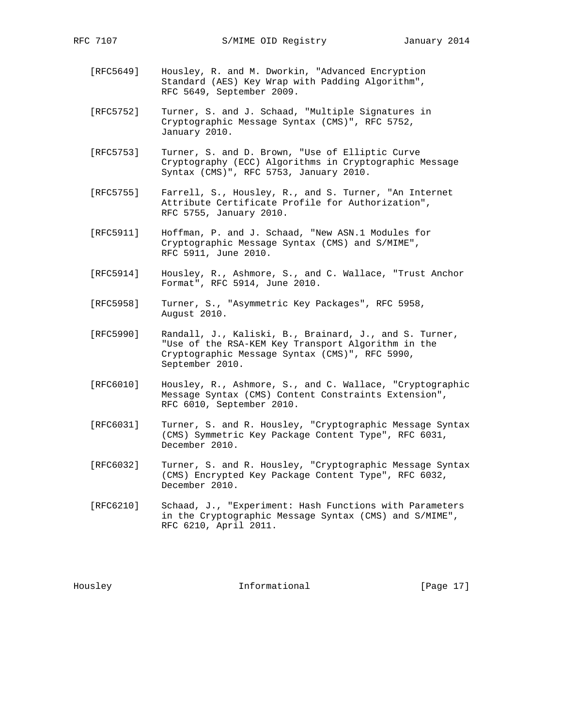[RFC5649] Housley, R. and M. Dworkin, "Advanced Encryption Standard (AES) Key Wrap with Padding Algorithm", RFC 5649, September 2009.

[RFC5752] Turner, S. and J. Schaad, "Multiple Signatures in Cryptographic Message Syntax (CMS)", RFC 5752, January 2010.

[RFC5753] Turner, S. and D. Brown, "Use of Elliptic Curve Cryptography (ECC) Algorithms in Cryptographic Message Syntax (CMS)", RFC 5753, January 2010.

[RFC5755] Farrell, S., Housley, R., and S. Turner, "An Internet Attribute Certificate Profile for Authorization", RFC 5755, January 2010.

[RFC5911] Hoffman, P. and J. Schaad, "New ASN.1 Modules for Cryptographic Message Syntax (CMS) and S/MIME", RFC 5911, June 2010.

[RFC5914] Housley, R., Ashmore, S., and C. Wallace, "Trust Anchor Format", RFC 5914, June 2010.

[RFC5958] Turner, S., "Asymmetric Key Packages", RFC 5958, August 2010.

[RFC5990] Randall, J., Kaliski, B., Brainard, J., and S. Turner, "Use of the RSA-KEM Key Transport Algorithm in the Cryptographic Message Syntax (CMS)", RFC 5990, September 2010.

[RFC6010] Housley, R., Ashmore, S., and C. Wallace, "Cryptographic Message Syntax (CMS) Content Constraints Extension", RFC 6010, September 2010.

[RFC6031] Turner, S. and R. Housley, "Cryptographic Message Syntax (CMS) Symmetric Key Package Content Type", RFC 6031, December 2010.

[RFC6032] Turner, S. and R. Housley, "Cryptographic Message Syntax (CMS) Encrypted Key Package Content Type", RFC 6032, December 2010.

[RFC6210] Schaad, J., "Experiment: Hash Functions with Parameters in the Cryptographic Message Syntax (CMS) and S/MIME", RFC 6210, April 2011.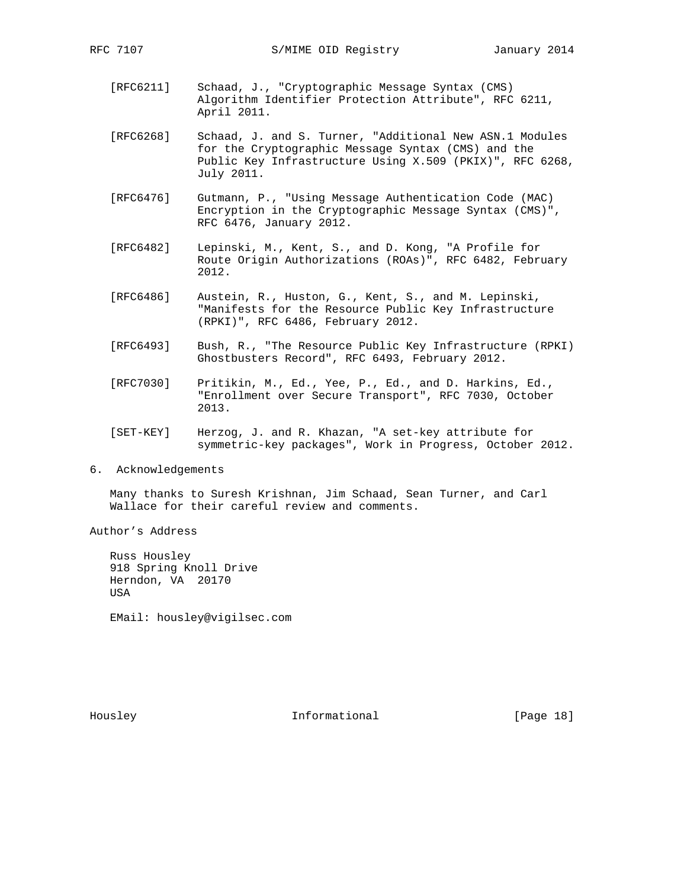[RFC6211] Schaad, J., "Cryptographic Message Syntax (CMS) Algorithm Identifier Protection Attribute", RFC 6211, April 2011.

[RFC6268] Schaad, J. and S. Turner, "Additional New ASN.1 Modules for the Cryptographic Message Syntax (CMS) and the Public Key Infrastructure Using X.509 (PKIX)", RFC 6268, July 2011.

[RFC6476] Gutmann, P., "Using Message Authentication Code (MAC) Encryption in the Cryptographic Message Syntax (CMS)", RFC 6476, January 2012.

[RFC6482] Lepinski, M., Kent, S., and D. Kong, "A Profile for Route Origin Authorizations (ROAs)", RFC 6482, February 2012.

[RFC6486] Austein, R., Huston, G., Kent, S., and M. Lepinski, "Manifests for the Resource Public Key Infrastructure (RPKI)", RFC 6486, February 2012.

[RFC6493] Bush, R., "The Resource Public Key Infrastructure (RPKI) Ghostbusters Record", RFC 6493, February 2012.

[RFC7030] Pritikin, M., Ed., Yee, P., Ed., and D. Harkins, Ed., "Enrollment over Secure Transport", RFC 7030, October 2013.

[SET-KEY] Herzog, J. and R. Khazan, "A set-key attribute for symmetric-key packages", Work in Progress, October 2012.

## 6. Acknowledgements

Many thanks to Suresh Krishnan, Jim Schaad, Sean Turner, and Carl Wallace for their careful review and comments.

## Author's Address

Russ Housley
918 Spring Knoll Drive
Herndon, VA 20170
USA

EMail: housley@vigilsec.com